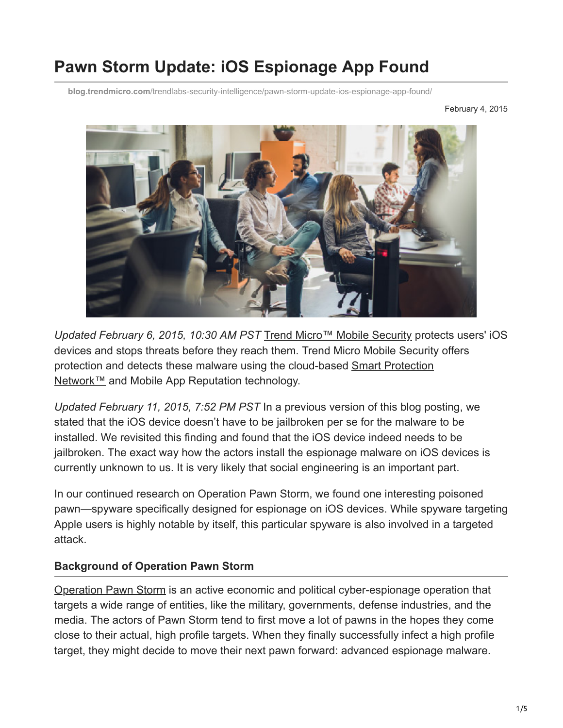# Pawn Storm Update: iOS Espionage App Found

blog.trendmicro.com/trendlabs-security-intelligence/pawn-storm-update-ios-espionage-app-found/

February 4, 2015

*Updated February 6, 2015, 10:30 AM PST* Trend Micro™ Mobile Security protects users' iOS devices and stops threats before they reach them. Trend Micro Mobile Security offers protection and detects these malware using the cloud-based Smart Protection Network™ and Mobile App Reputation technology.

*Updated February 11, 2015, 7:52 PM PST* In a previous version of this blog posting, we stated that the iOS device doesn't have to be jailbroken per se for the malware to be installed. We revisited this finding and found that the iOS device indeed needs to be jailbroken. The exact way how the actors install the espionage malware on iOS devices is currently unknown to us. It is very likely that social engineering is an important part.

In our continued research on Operation Pawn Storm, we found one interesting poisoned pawn—spyware specifically designed for espionage on iOS devices. While spyware targeting Apple users is highly notable by itself, this particular spyware is also involved in a targeted attack.

### Background of Operation Pawn Storm

Operation Pawn Storm is an active economic and political cyber-espionage operation that targets a wide range of entities, like the military, governments, defense industries, and the media. The actors of Pawn Storm tend to first move a lot of pawns in the hopes they come close to their actual, high profile targets. When they finally successfully infect a high profile target, they might decide to move their next pawn forward: advanced espionage malware.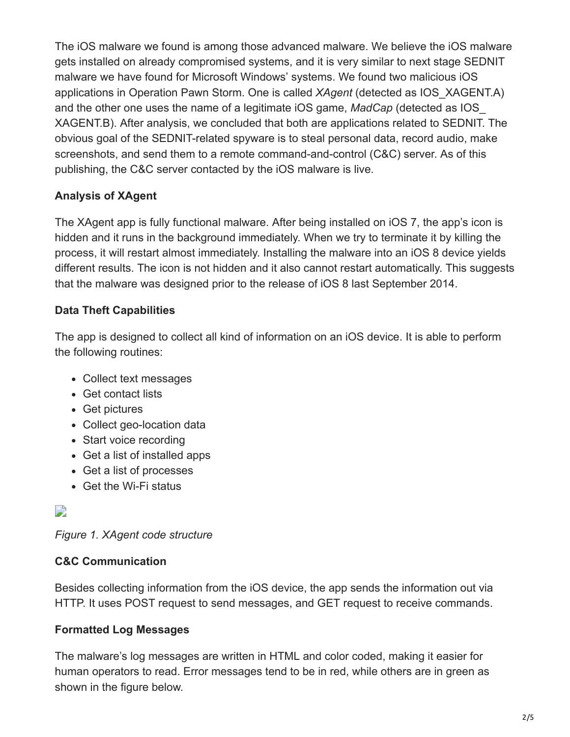The iOS malware we found is among those advanced malware. We believe the iOS malware gets installed on already compromised systems, and it is very similar to next stage SEDNIT malware we have found for Microsoft Windows' systems. We found two malicious iOS applications in Operation Pawn Storm. One is called *XAgent* (detected as IOS_XAGENT.A) and the other one uses the name of a legitimate iOS game, *MadCap* (detected as IOS_ XAGENT.B). After analysis, we concluded that both are applications related to SEDNIT. The obvious goal of the SEDNIT-related spyware is to steal personal data, record audio, make screenshots, and send them to a remote command-and-control (C&C) server. As of this publishing, the C&C server contacted by the iOS malware is live.

**Analysis of XAgent**

The XAgent app is fully functional malware. After being installed on iOS 7, the app's icon is hidden and it runs in the background immediately. When we try to terminate it by killing the process, it will restart almost immediately. Installing the malware into an iOS 8 device yields different results. The icon is not hidden and it also cannot restart automatically. This suggests that the malware was designed prior to the release of iOS 8 last September 2014.

**Data Theft Capabilities**

The app is designed to collect all kind of information on an iOS device. It is able to perform the following routines:

- Collect text messages
- Get contact lists
- Get pictures
- Collect geo-location data
- Start voice recording
- Get a list of installed apps
- Get a list of processes
- Get the Wi-Fi status

*Figure 1. XAgent code structure*

**C&C Communication**

Besides collecting information from the iOS device, the app sends the information out via HTTP. It uses POST request to send messages, and GET request to receive commands.

**Formatted Log Messages**

The malware's log messages are written in HTML and color coded, making it easier for human operators to read. Error messages tend to be in red, while others are in green as shown in the figure below.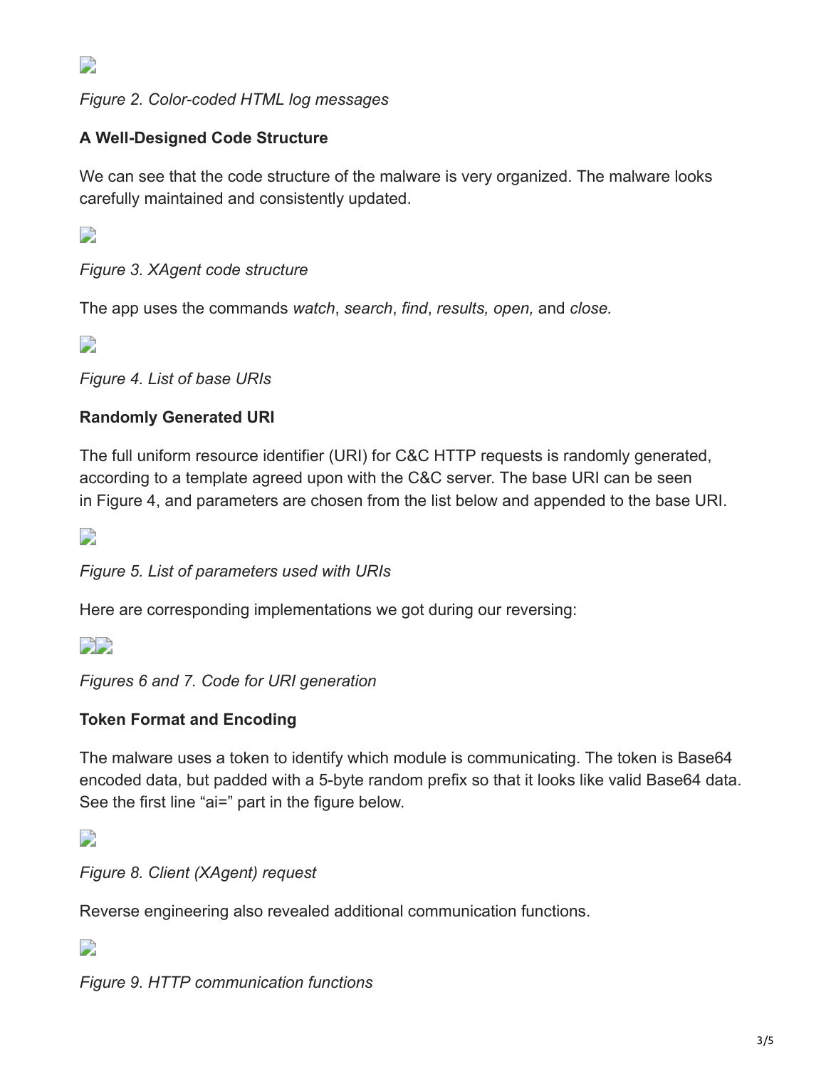*Figure 2. Color-coded HTML log messages*

### A Well-Designed Code Structure

We can see that the code structure of the malware is very organized. The malware looks carefully maintained and consistently updated.

*Figure 3. XAgent code structure*

The app uses the commands *watch*, *search*, *find*, *results, open,* and *close.*

*Figure 4. List of base URIs*

### Randomly Generated URI

The full uniform resource identifier (URI) for C&C HTTP requests is randomly generated, according to a template agreed upon with the C&C server. The base URI can be seen in Figure 4, and parameters are chosen from the list below and appended to the base URI.

*Figure 5. List of parameters used with URIs*

Here are corresponding implementations we got during our reversing:

*Figures 6 and 7. Code for URI generation*

### Token Format and Encoding

The malware uses a token to identify which module is communicating. The token is Base64 encoded data, but padded with a 5-byte random prefix so that it looks like valid Base64 data. See the first line "ai=" part in the figure below.

*Figure 8. Client (XAgent) request*

Reverse engineering also revealed additional communication functions.

*Figure 9. HTTP communication functions*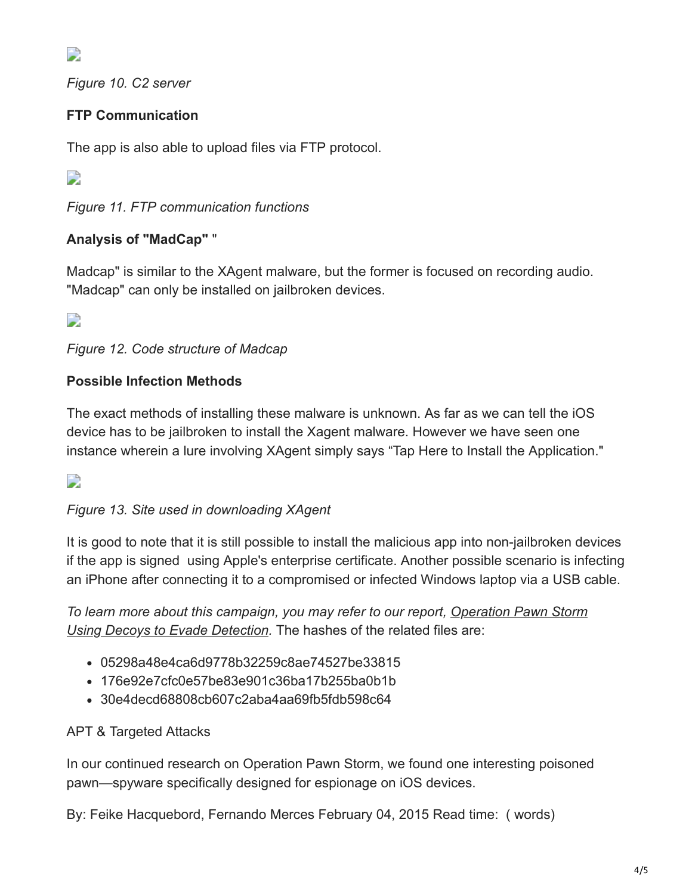*Figure 10. C2 server*

**FTP Communication**

The app is also able to upload files via FTP protocol.

*Figure 11. FTP communication functions*

**Analysis of "MadCap"** "

Madcap" is similar to the XAgent malware, but the former is focused on recording audio. "Madcap" can only be installed on jailbroken devices.

*Figure 12. Code structure of Madcap*

**Possible Infection Methods**

The exact methods of installing these malware is unknown. As far as we can tell the iOS device has to be jailbroken to install the Xagent malware. However we have seen one instance wherein a lure involving XAgent simply says “Tap Here to Install the Application."

*Figure 13. Site used in downloading XAgent*

It is good to note that it is still possible to install the malicious app into non-jailbroken devices if the app is signed using Apple's enterprise certificate. Another possible scenario is infecting an iPhone after connecting it to a compromised or infected Windows laptop via a USB cable.

*To learn more about this campaign, you may refer to our report, Operation Pawn Storm Using Decoys to Evade Detection.* The hashes of the related files are:

- 05298a48e4ca6d9778b32259c8ae74527be33815
- 176e92e7cfc0e57be83e901c36ba17b255ba0b1b
- 30e4decd68808cb607c2aba4aa69fb5fdb598c64

APT & Targeted Attacks

In our continued research on Operation Pawn Storm, we found one interesting poisoned pawn—spyware specifically designed for espionage on iOS devices.

By: Feike Hacquebord, Fernando Merces February 04, 2015 Read time: ( words)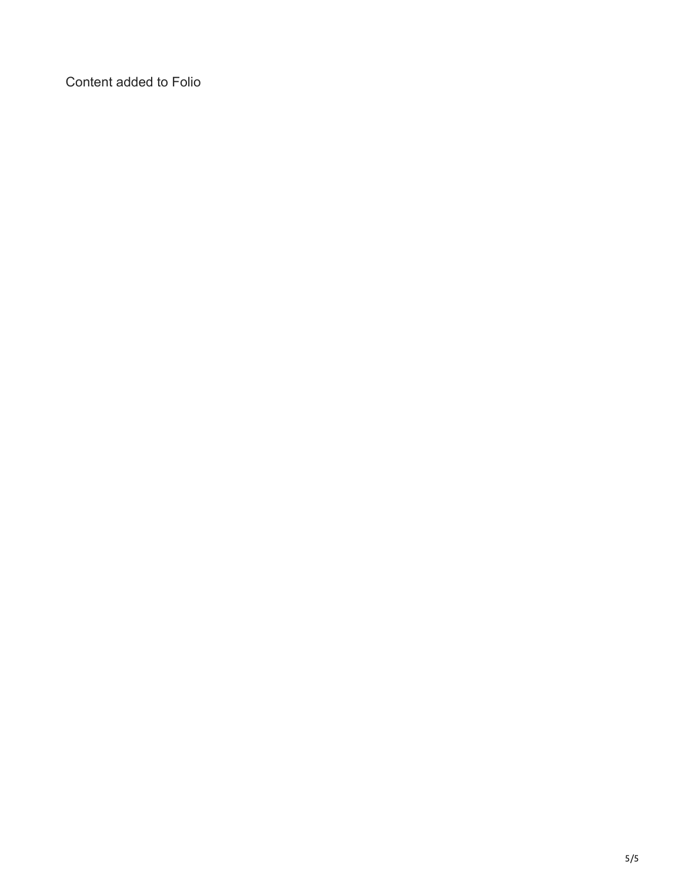Content added to Folio